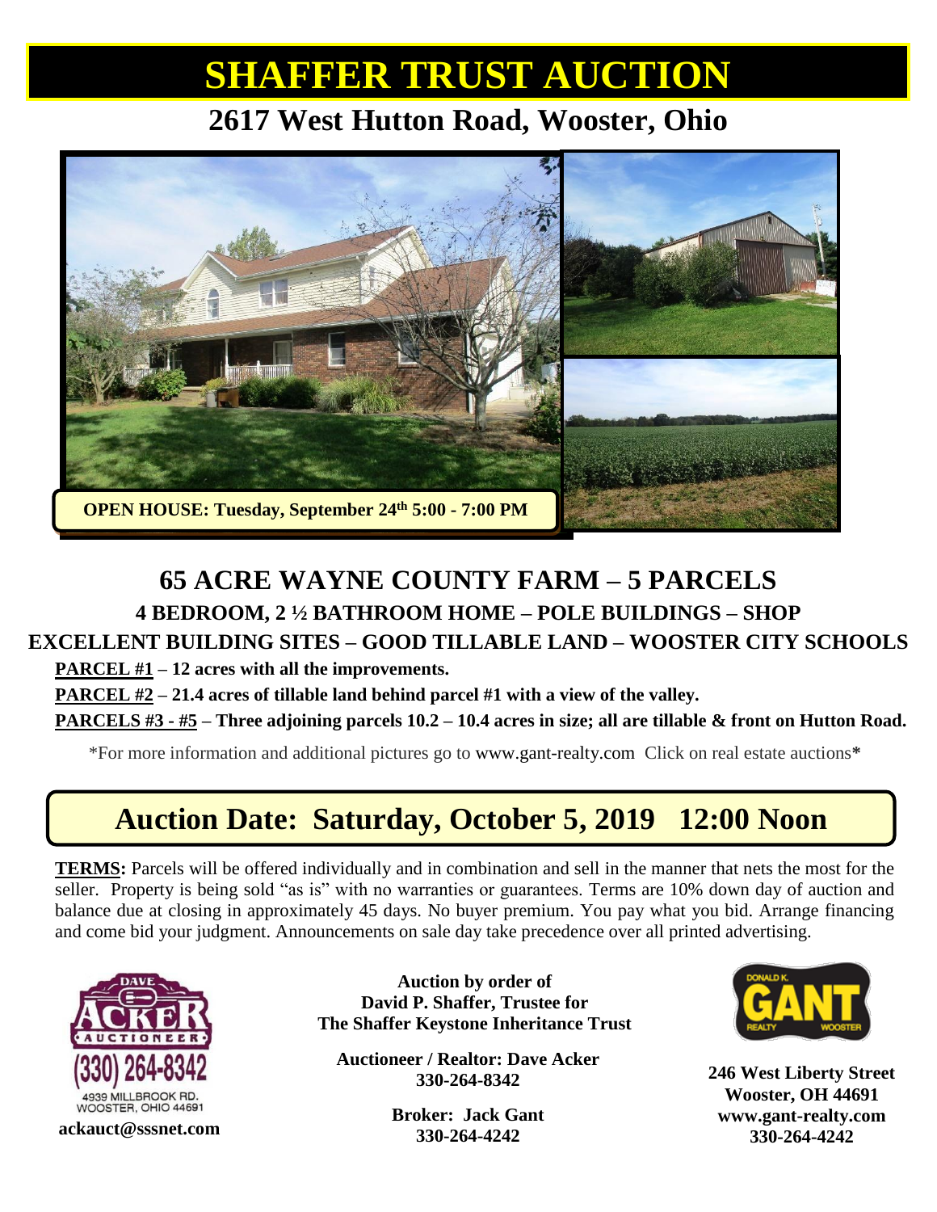# SHAFFER TRUST AUCTION

## 2617 West Hutton Road, Wooster, Ohio

**OPEN HOUSE: Tuesday, September 24th 5:00 - 7:00 PM**

## 65 ACRE WAYNE COUNTY FARM – 5 PARCELS

### 4 BEDROOM, 2 ½ BATHROOM HOME – POLE BUILDINGS – SHOP

### EXCELLENT BUILDING SITES – GOOD TILLABLE LAND – WOOSTER CITY SCHOOLS

**PARCEL #1 – 12 acres with all the improvements.**

**PARCEL #2 – 21.4 acres of tillable land behind parcel #1 with a view of the valley.**

**PARCELS #3 - #5 – Three adjoining parcels 10.2 – 10.4 acres in size; all are tillable & front on Hutton Road.**

*For more information and additional pictures go to www.gant-realty.com Click on real estate auctions*

## Auction Date: Saturday, October 5, 2019 12:00 Noon

**TERMS:** Parcels will be offered individually and in combination and sell in the manner that nets the most for the seller. Property is being sold "as is" with no warranties or guarantees. Terms are 10% down day of auction and balance due at closing in approximately 45 days. No buyer premium. You pay what you bid. Arrange financing and come bid your judgment. Announcements on sale day take precedence over all printed advertising.

DAVE ACKER AUCTIONEER
(330) 264-8342
4939 MILLBROOK RD.
WOOSTER, OHIO 44691
**ackauct@sssnet.com**

**Auction by order of**
**David P. Shaffer, Trustee for**
**The Shaffer Keystone Inheritance Trust**

**Auctioneer / Realtor: Dave Acker**
**330-264-8342**

**Broker: Jack Gant**
**330-264-4242**

DONALD K. GANT REALTY WOOSTER

**246 West Liberty Street**
**Wooster, OH 44691**
**www.gant-realty.com**
**330-264-4242**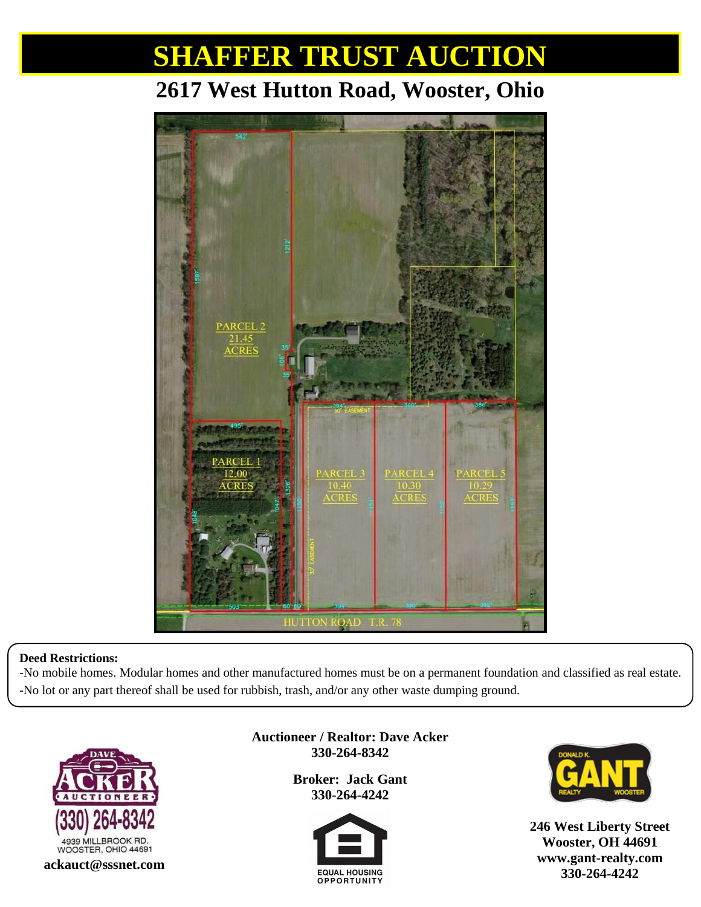# SHAFFER TRUST AUCTION

## 2617 West Hutton Road, Wooster, Ohio

PARCEL 2
21.45
ACRES

PARCEL 1
12.00
ACRES

PARCEL 3
10.40
ACRES

PARCEL 4
10.30
ACRES

PARCEL 5
10.29
ACRES

HUTTON ROAD T.R. 78

**Deed Restrictions:**

-No mobile homes. Modular homes and other manufactured homes must be on a permanent foundation and classified as real estate.

-No lot or any part thereof shall be used for rubbish, trash, and/or any other waste dumping ground.

DAVE ACKER AUCTIONEER
(330) 264-8342
4939 MILLBROOK RD.
WOOSTER, OHIO 44691
**ackauct@sssnet.com**

**Auctioneer / Realtor: Dave Acker**
**330-264-8342**

**Broker: Jack Gant**
**330-264-4242**

EQUAL HOUSING OPPORTUNITY

DONALD K. GANT REALTY WOOSTER

**246 West Liberty Street**
**Wooster, OH 44691**
**www.gant-realty.com**
**330-264-4242**